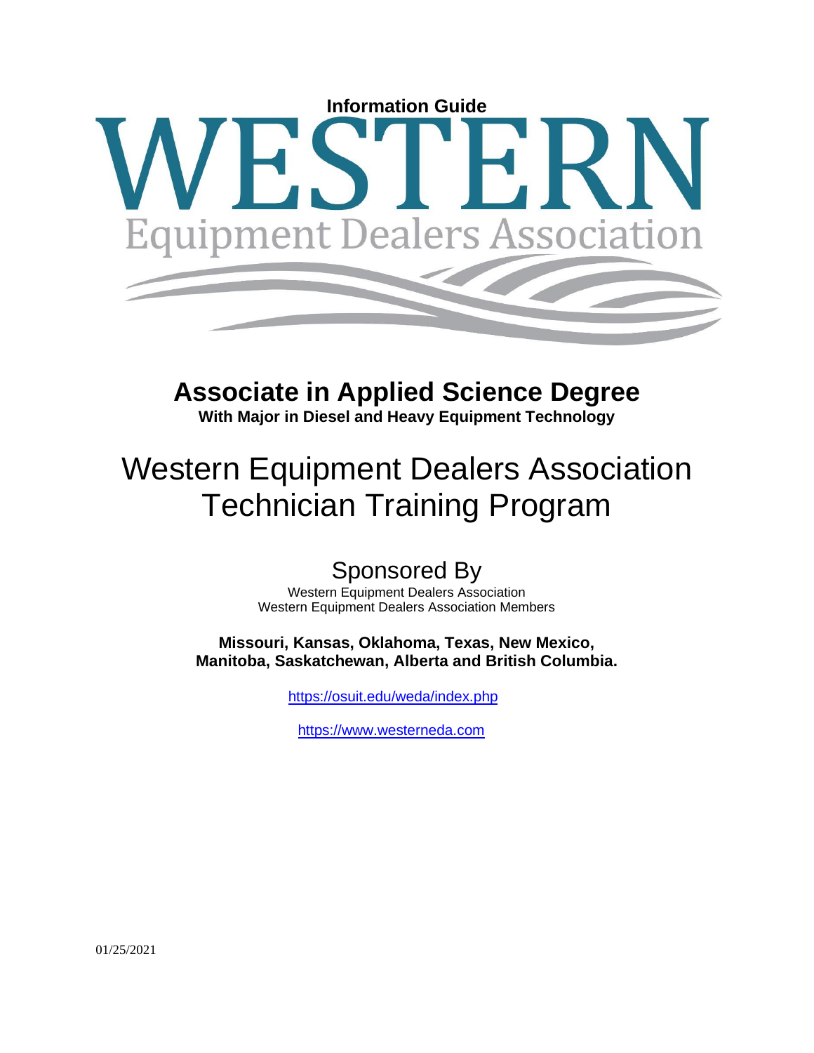**Information Guide**

# WESTERN

Equipment Dealers Association

# Associate in Applied Science Degree

**With Major in Diesel and Heavy Equipment Technology**

## Western Equipment Dealers Association Technician Training Program

### Sponsored By

Western Equipment Dealers Association
Western Equipment Dealers Association Members

**Missouri, Kansas, Oklahoma, Texas, New Mexico, Manitoba, Saskatchewan, Alberta and British Columbia.**

https://osuit.edu/weda/index.php

https://www.westerneda.com

01/25/2021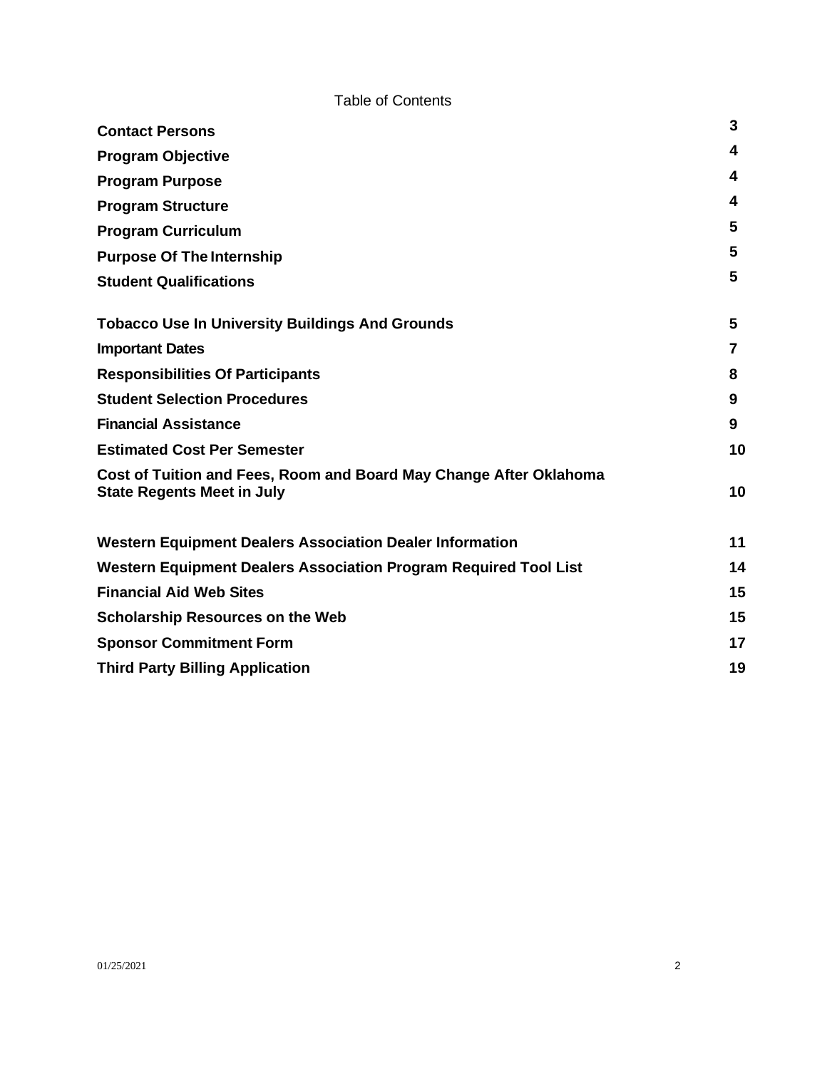# Table of Contents

| | |
|---|---|
| **Contact Persons** | **3** |
| **Program Objective** | **4** |
| **Program Purpose** | **4** |
| **Program Structure** | **4** |
| **Program Curriculum** | **5** |
| **Purpose Of The Internship** | **5** |
| **Student Qualifications** | **5** |
| **Tobacco Use In University Buildings And Grounds** | **5** |
| **Important Dates** | **7** |
| **Responsibilities Of Participants** | **8** |
| **Student Selection Procedures** | **9** |
| **Financial Assistance** | **9** |
| **Estimated Cost Per Semester** | **10** |
| **Cost of Tuition and Fees, Room and Board May Change After Oklahoma State Regents Meet in July** | **10** |
| **Western Equipment Dealers Association Dealer Information** | **11** |
| **Western Equipment Dealers Association Program Required Tool List** | **14** |
| **Financial Aid Web Sites** | **15** |
| **Scholarship Resources on the Web** | **15** |
| **Sponsor Commitment Form** | **17** |
| **Third Party Billing Application** | **19** |

01/25/2021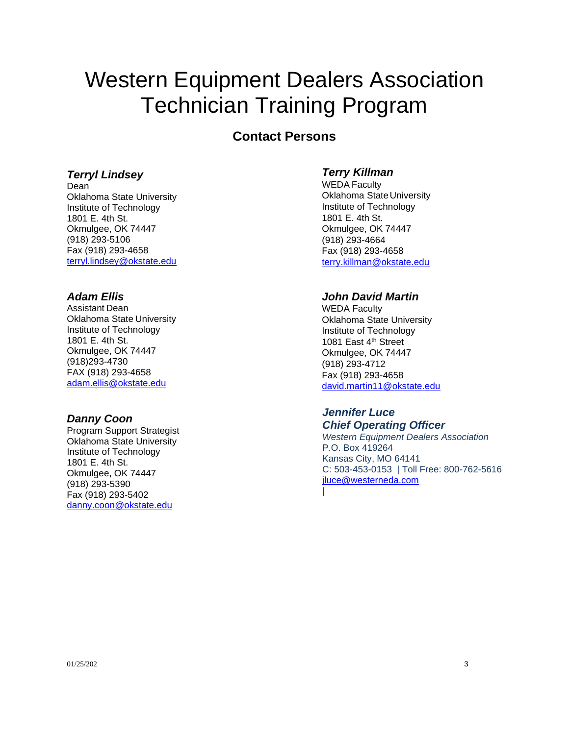# Western Equipment Dealers Association Technician Training Program

## Contact Persons

***Terryl Lindsey***
Dean
Oklahoma State University
Institute of Technology
1801 E. 4th St.
Okmulgee, OK 74447
(918) 293-5106
Fax (918) 293-4658
terryl.lindsey@okstate.edu

***Adam Ellis***
Assistant Dean
Oklahoma State University
Institute of Technology
1801 E. 4th St.
Okmulgee, OK 74447
(918)293-4730
FAX (918) 293-4658
adam.ellis@okstate.edu

***Danny Coon***
Program Support Strategist
Oklahoma State University
Institute of Technology
1801 E. 4th St.
Okmulgee, OK 74447
(918) 293-5390
Fax (918) 293-5402
danny.coon@okstate.edu

***Terry Killman***
WEDA Faculty
Oklahoma State University
Institute of Technology
1801 E. 4th St.
Okmulgee, OK 74447
(918) 293-4664
Fax (918) 293-4658
terry.killman@okstate.edu

***John David Martin***
WEDA Faculty
Oklahoma State University
Institute of Technology
1081 East 4th Street
Okmulgee, OK 74447
(918) 293-4712
Fax (918) 293-4658
david.martin11@okstate.edu

***Jennifer Luce***
***Chief Operating Officer***
*Western Equipment Dealers Association*
P.O. Box 419264
Kansas City, MO 64141
C: 503-453-0153 | Toll Free: 800-762-5616
jluce@westerneda.com
|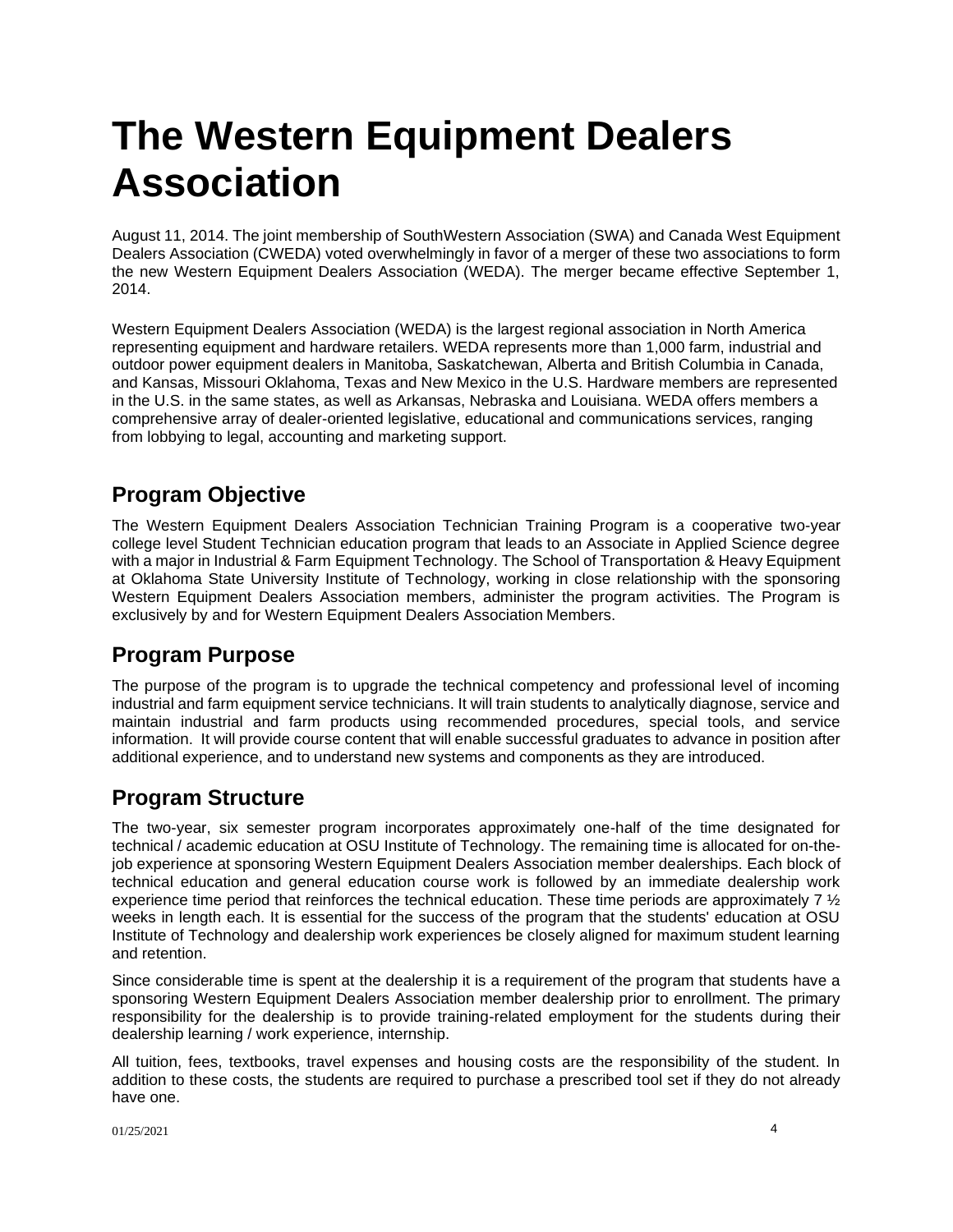# The Western Equipment Dealers Association

August 11, 2014. The joint membership of SouthWestern Association (SWA) and Canada West Equipment Dealers Association (CWEDA) voted overwhelmingly in favor of a merger of these two associations to form the new Western Equipment Dealers Association (WEDA). The merger became effective September 1, 2014.

Western Equipment Dealers Association (WEDA) is the largest regional association in North America representing equipment and hardware retailers. WEDA represents more than 1,000 farm, industrial and outdoor power equipment dealers in Manitoba, Saskatchewan, Alberta and British Columbia in Canada, and Kansas, Missouri Oklahoma, Texas and New Mexico in the U.S. Hardware members are represented in the U.S. in the same states, as well as Arkansas, Nebraska and Louisiana. WEDA offers members a comprehensive array of dealer-oriented legislative, educational and communications services, ranging from lobbying to legal, accounting and marketing support.

## Program Objective

The Western Equipment Dealers Association Technician Training Program is a cooperative two-year college level Student Technician education program that leads to an Associate in Applied Science degree with a major in Industrial & Farm Equipment Technology. The School of Transportation & Heavy Equipment at Oklahoma State University Institute of Technology, working in close relationship with the sponsoring Western Equipment Dealers Association members, administer the program activities. The Program is exclusively by and for Western Equipment Dealers Association Members.

## Program Purpose

The purpose of the program is to upgrade the technical competency and professional level of incoming industrial and farm equipment service technicians. It will train students to analytically diagnose, service and maintain industrial and farm products using recommended procedures, special tools, and service information. It will provide course content that will enable successful graduates to advance in position after additional experience, and to understand new systems and components as they are introduced.

## Program Structure

The two-year, six semester program incorporates approximately one-half of the time designated for technical / academic education at OSU Institute of Technology. The remaining time is allocated for on-the-job experience at sponsoring Western Equipment Dealers Association member dealerships. Each block of technical education and general education course work is followed by an immediate dealership work experience time period that reinforces the technical education. These time periods are approximately 7 ½ weeks in length each. It is essential for the success of the program that the students' education at OSU Institute of Technology and dealership work experiences be closely aligned for maximum student learning and retention.

Since considerable time is spent at the dealership it is a requirement of the program that students have a sponsoring Western Equipment Dealers Association member dealership prior to enrollment. The primary responsibility for the dealership is to provide training-related employment for the students during their dealership learning / work experience, internship.

All tuition, fees, textbooks, travel expenses and housing costs are the responsibility of the student. In addition to these costs, the students are required to purchase a prescribed tool set if they do not already have one.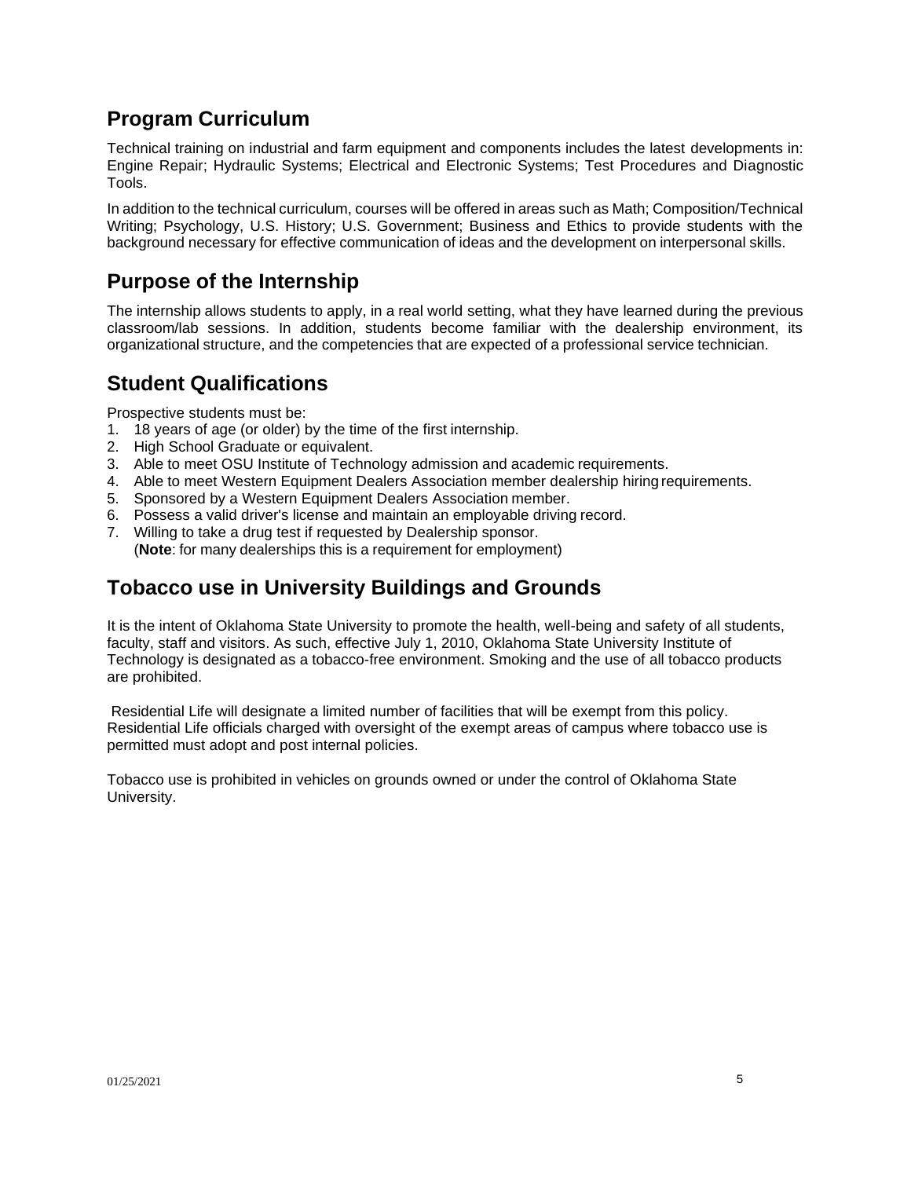## Program Curriculum

Technical training on industrial and farm equipment and components includes the latest developments in: Engine Repair; Hydraulic Systems; Electrical and Electronic Systems; Test Procedures and Diagnostic Tools.

In addition to the technical curriculum, courses will be offered in areas such as Math; Composition/Technical Writing; Psychology, U.S. History; U.S. Government; Business and Ethics to provide students with the background necessary for effective communication of ideas and the development on interpersonal skills.

## Purpose of the Internship

The internship allows students to apply, in a real world setting, what they have learned during the previous classroom/lab sessions. In addition, students become familiar with the dealership environment, its organizational structure, and the competencies that are expected of a professional service technician.

## Student Qualifications

Prospective students must be:

1. 18 years of age (or older) by the time of the first internship.
2. High School Graduate or equivalent.
3. Able to meet OSU Institute of Technology admission and academic requirements.
4. Able to meet Western Equipment Dealers Association member dealership hiring requirements.
5. Sponsored by a Western Equipment Dealers Association member.
6. Possess a valid driver's license and maintain an employable driving record.
7. Willing to take a drug test if requested by Dealership sponsor.
   (**Note**: for many dealerships this is a requirement for employment)

## Tobacco use in University Buildings and Grounds

It is the intent of Oklahoma State University to promote the health, well-being and safety of all students, faculty, staff and visitors. As such, effective July 1, 2010, Oklahoma State University Institute of Technology is designated as a tobacco-free environment. Smoking and the use of all tobacco products are prohibited.

Residential Life will designate a limited number of facilities that will be exempt from this policy. Residential Life officials charged with oversight of the exempt areas of campus where tobacco use is permitted must adopt and post internal policies.

Tobacco use is prohibited in vehicles on grounds owned or under the control of Oklahoma State University.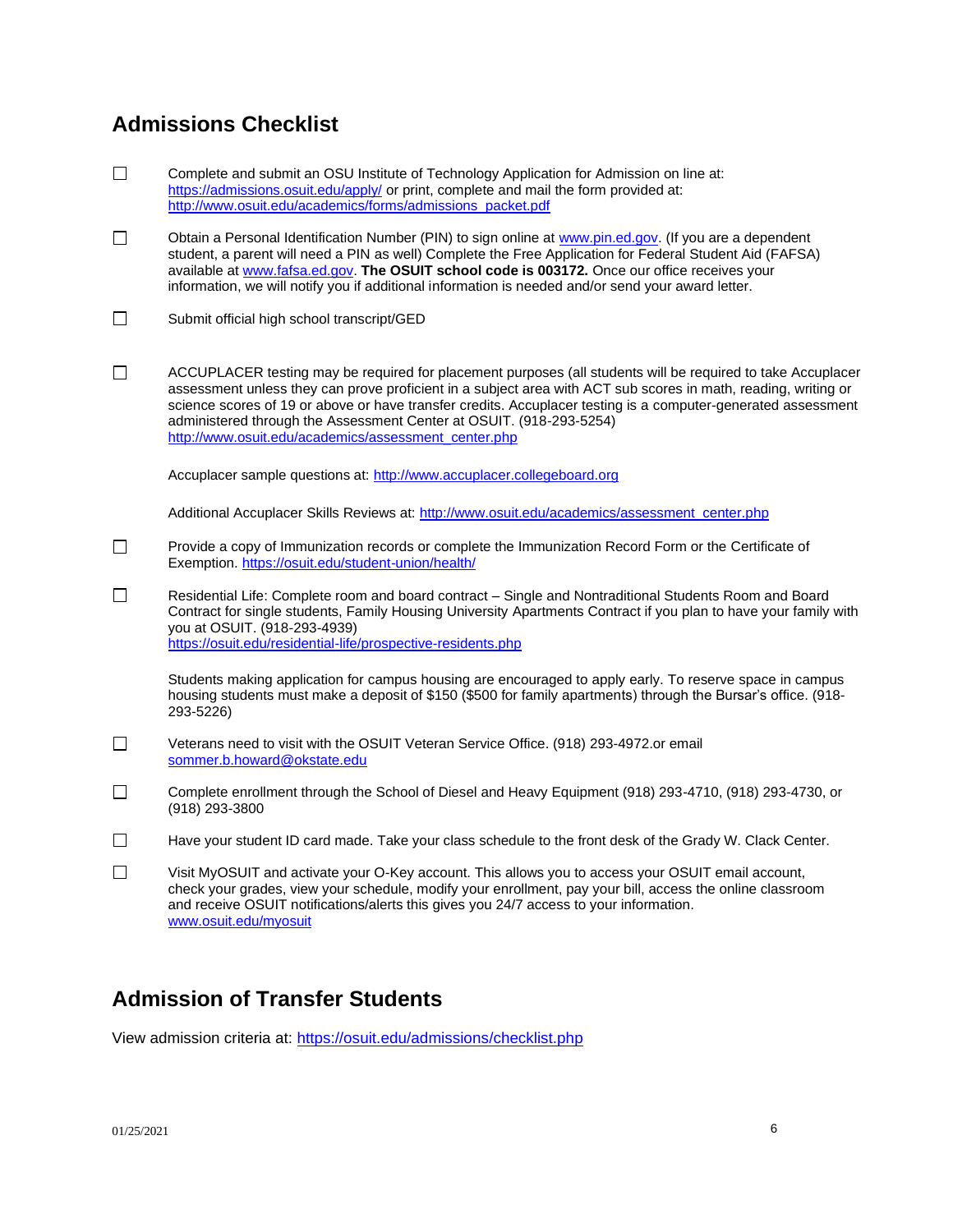## Admissions Checklist

- ☐ Complete and submit an OSU Institute of Technology Application for Admission on line at: https://admissions.osuit.edu/apply/ or print, complete and mail the form provided at: http://www.osuit.edu/academics/forms/admissions_packet.pdf

- ☐ Obtain a Personal Identification Number (PIN) to sign online at www.pin.ed.gov. (If you are a dependent student, a parent will need a PIN as well) Complete the Free Application for Federal Student Aid (FAFSA) available at www.fafsa.ed.gov. **The OSUIT school code is 003172.** Once our office receives your information, we will notify you if additional information is needed and/or send your award letter.

- ☐ Submit official high school transcript/GED

- ☐ ACCUPLACER testing may be required for placement purposes (all students will be required to take Accuplacer assessment unless they can prove proficient in a subject area with ACT sub scores in math, reading, writing or science scores of 19 or above or have transfer credits. Accuplacer testing is a computer-generated assessment administered through the Assessment Center at OSUIT. (918-293-5254) http://www.osuit.edu/academics/assessment_center.php

  Accuplacer sample questions at: http://www.accuplacer.collegeboard.org

  Additional Accuplacer Skills Reviews at: http://www.osuit.edu/academics/assessment_center.php

- ☐ Provide a copy of Immunization records or complete the Immunization Record Form or the Certificate of Exemption. https://osuit.edu/student-union/health/

- ☐ Residential Life: Complete room and board contract – Single and Nontraditional Students Room and Board Contract for single students, Family Housing University Apartments Contract if you plan to have your family with you at OSUIT. (918-293-4939) https://osuit.edu/residential-life/prospective-residents.php

  Students making application for campus housing are encouraged to apply early. To reserve space in campus housing students must make a deposit of $150 ($500 for family apartments) through the Bursar's office. (918-293-5226)

- ☐ Veterans need to visit with the OSUIT Veteran Service Office. (918) 293-4972.or email sommer.b.howard@okstate.edu

- ☐ Complete enrollment through the School of Diesel and Heavy Equipment (918) 293-4710, (918) 293-4730, or (918) 293-3800

- ☐ Have your student ID card made. Take your class schedule to the front desk of the Grady W. Clack Center.

- ☐ Visit MyOSUIT and activate your O-Key account. This allows you to access your OSUIT email account, check your grades, view your schedule, modify your enrollment, pay your bill, access the online classroom and receive OSUIT notifications/alerts this gives you 24/7 access to your information. www.osuit.edu/myosuit

## Admission of Transfer Students

View admission criteria at: https://osuit.edu/admissions/checklist.php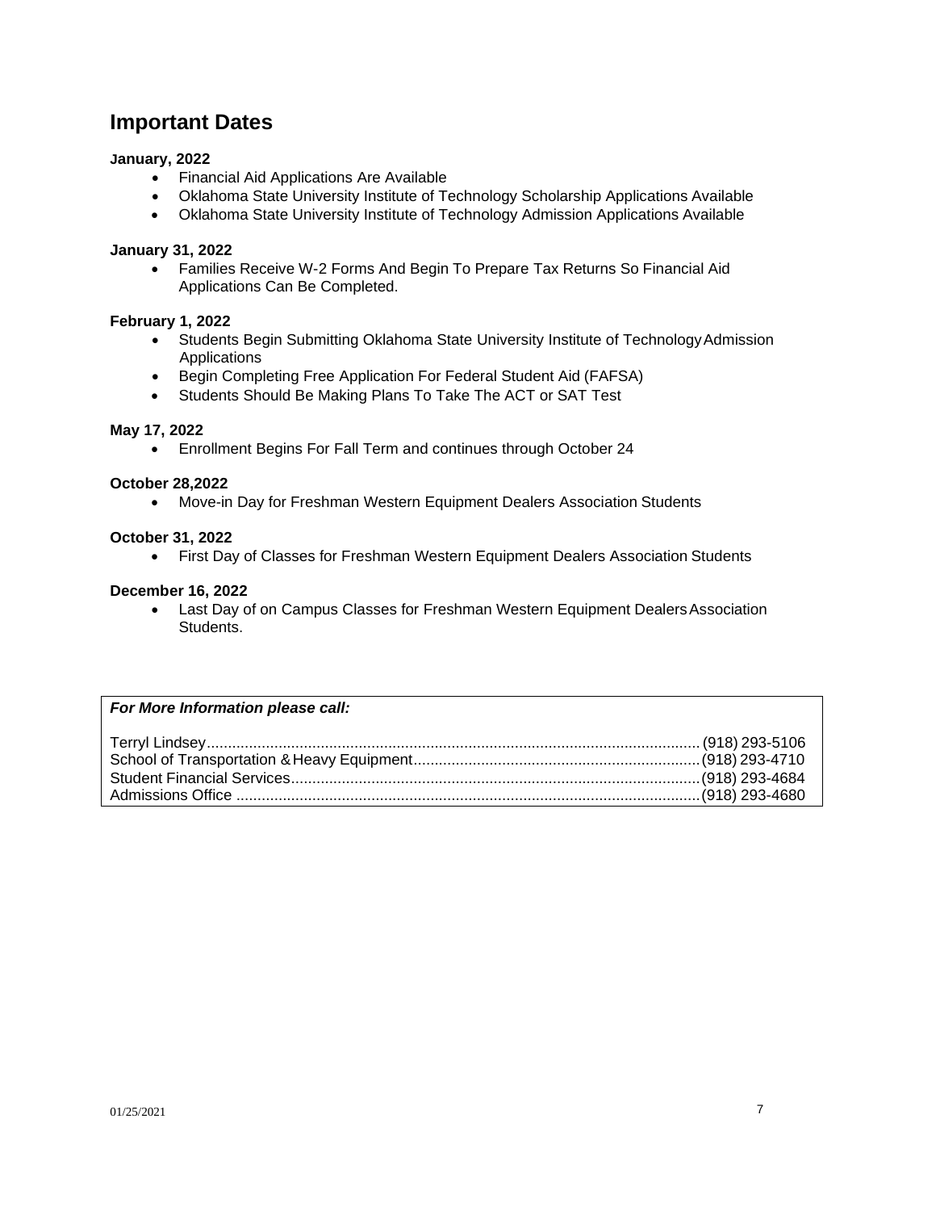## Important Dates

**January, 2022**

- Financial Aid Applications Are Available
- Oklahoma State University Institute of Technology Scholarship Applications Available
- Oklahoma State University Institute of Technology Admission Applications Available

**January 31, 2022**

- Families Receive W-2 Forms And Begin To Prepare Tax Returns So Financial Aid Applications Can Be Completed.

**February 1, 2022**

- Students Begin Submitting Oklahoma State University Institute of Technology Admission Applications
- Begin Completing Free Application For Federal Student Aid (FAFSA)
- Students Should Be Making Plans To Take The ACT or SAT Test

**May 17, 2022**

- Enrollment Begins For Fall Term and continues through October 24

**October 28,2022**

- Move-in Day for Freshman Western Equipment Dealers Association Students

**October 31, 2022**

- First Day of Classes for Freshman Western Equipment Dealers Association Students

**December 16, 2022**

- Last Day of on Campus Classes for Freshman Western Equipment Dealers Association Students.

***For More Information please call:***

Terryl Lindsey.................................................(918) 293-5106
School of Transportation & Heavy Equipment.................................................(918) 293-4710
Student Financial Services.................................................(918) 293-4684
Admissions Office .................................................(918) 293-4680

01/25/2021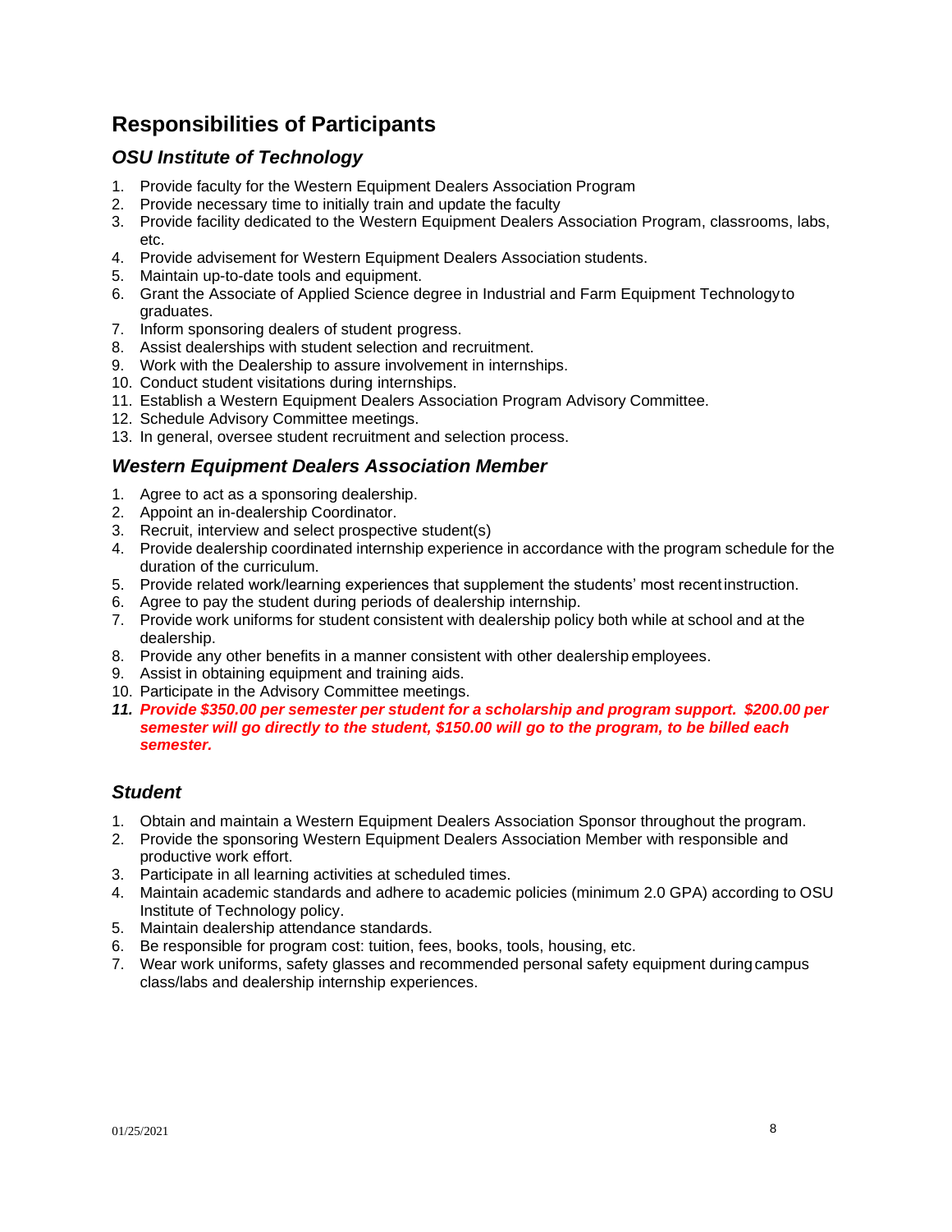## Responsibilities of Participants

### *OSU Institute of Technology*

1. Provide faculty for the Western Equipment Dealers Association Program
2. Provide necessary time to initially train and update the faculty
3. Provide facility dedicated to the Western Equipment Dealers Association Program, classrooms, labs, etc.
4. Provide advisement for Western Equipment Dealers Association students.
5. Maintain up-to-date tools and equipment.
6. Grant the Associate of Applied Science degree in Industrial and Farm Equipment Technology to graduates.
7. Inform sponsoring dealers of student progress.
8. Assist dealerships with student selection and recruitment.
9. Work with the Dealership to assure involvement in internships.
10. Conduct student visitations during internships.
11. Establish a Western Equipment Dealers Association Program Advisory Committee.
12. Schedule Advisory Committee meetings.
13. In general, oversee student recruitment and selection process.

### *Western Equipment Dealers Association Member*

1. Agree to act as a sponsoring dealership.
2. Appoint an in-dealership Coordinator.
3. Recruit, interview and select prospective student(s)
4. Provide dealership coordinated internship experience in accordance with the program schedule for the duration of the curriculum.
5. Provide related work/learning experiences that supplement the students' most recent instruction.
6. Agree to pay the student during periods of dealership internship.
7. Provide work uniforms for student consistent with dealership policy both while at school and at the dealership.
8. Provide any other benefits in a manner consistent with other dealership employees.
9. Assist in obtaining equipment and training aids.
10. Participate in the Advisory Committee meetings.
11. ***Provide $350.00 per semester per student for a scholarship and program support. $200.00 per semester will go directly to the student, $150.00 will go to the program, to be billed each semester.***

### *Student*

1. Obtain and maintain a Western Equipment Dealers Association Sponsor throughout the program.
2. Provide the sponsoring Western Equipment Dealers Association Member with responsible and productive work effort.
3. Participate in all learning activities at scheduled times.
4. Maintain academic standards and adhere to academic policies (minimum 2.0 GPA) according to OSU Institute of Technology policy.
5. Maintain dealership attendance standards.
6. Be responsible for program cost: tuition, fees, books, tools, housing, etc.
7. Wear work uniforms, safety glasses and recommended personal safety equipment during campus class/labs and dealership internship experiences.

01/25/2021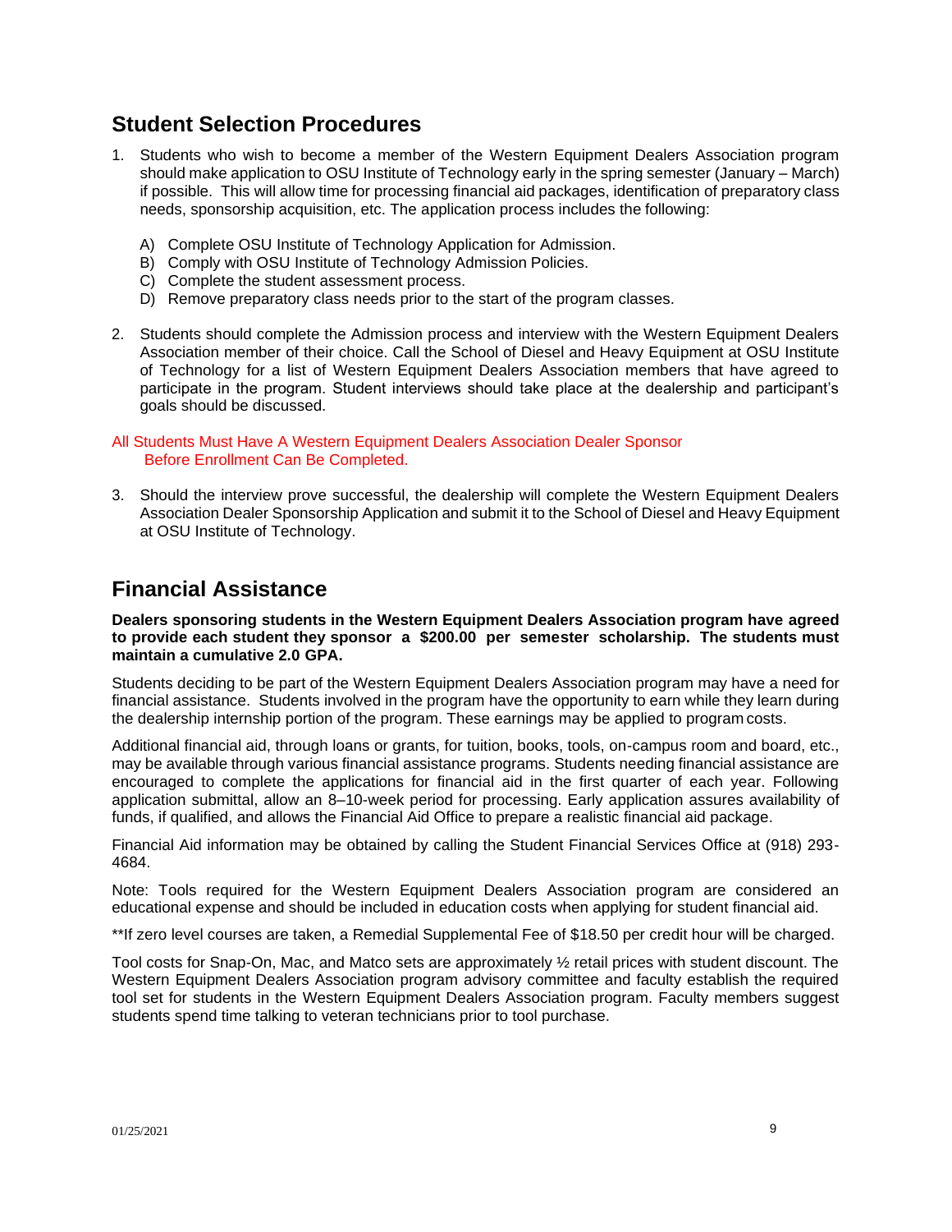## Student Selection Procedures

1. Students who wish to become a member of the Western Equipment Dealers Association program should make application to OSU Institute of Technology early in the spring semester (January – March) if possible. This will allow time for processing financial aid packages, identification of preparatory class needs, sponsorship acquisition, etc. The application process includes the following:

   A) Complete OSU Institute of Technology Application for Admission.
   B) Comply with OSU Institute of Technology Admission Policies.
   C) Complete the student assessment process.
   D) Remove preparatory class needs prior to the start of the program classes.

2. Students should complete the Admission process and interview with the Western Equipment Dealers Association member of their choice. Call the School of Diesel and Heavy Equipment at OSU Institute of Technology for a list of Western Equipment Dealers Association members that have agreed to participate in the program. Student interviews should take place at the dealership and participant's goals should be discussed.

All Students Must Have A Western Equipment Dealers Association Dealer Sponsor Before Enrollment Can Be Completed.

3. Should the interview prove successful, the dealership will complete the Western Equipment Dealers Association Dealer Sponsorship Application and submit it to the School of Diesel and Heavy Equipment at OSU Institute of Technology.

## Financial Assistance

**Dealers sponsoring students in the Western Equipment Dealers Association program have agreed to provide each student they sponsor a $200.00 per semester scholarship. The students must maintain a cumulative 2.0 GPA.**

Students deciding to be part of the Western Equipment Dealers Association program may have a need for financial assistance. Students involved in the program have the opportunity to earn while they learn during the dealership internship portion of the program. These earnings may be applied to program costs.

Additional financial aid, through loans or grants, for tuition, books, tools, on-campus room and board, etc., may be available through various financial assistance programs. Students needing financial assistance are encouraged to complete the applications for financial aid in the first quarter of each year. Following application submittal, allow an 8–10-week period for processing. Early application assures availability of funds, if qualified, and allows the Financial Aid Office to prepare a realistic financial aid package.

Financial Aid information may be obtained by calling the Student Financial Services Office at (918) 293-4684.

Note: Tools required for the Western Equipment Dealers Association program are considered an educational expense and should be included in education costs when applying for student financial aid.

**If zero level courses are taken, a Remedial Supplemental Fee of $18.50 per credit hour will be charged.

Tool costs for Snap-On, Mac, and Matco sets are approximately ½ retail prices with student discount. The Western Equipment Dealers Association program advisory committee and faculty establish the required tool set for students in the Western Equipment Dealers Association program. Faculty members suggest students spend time talking to veteran technicians prior to tool purchase.

01/25/2021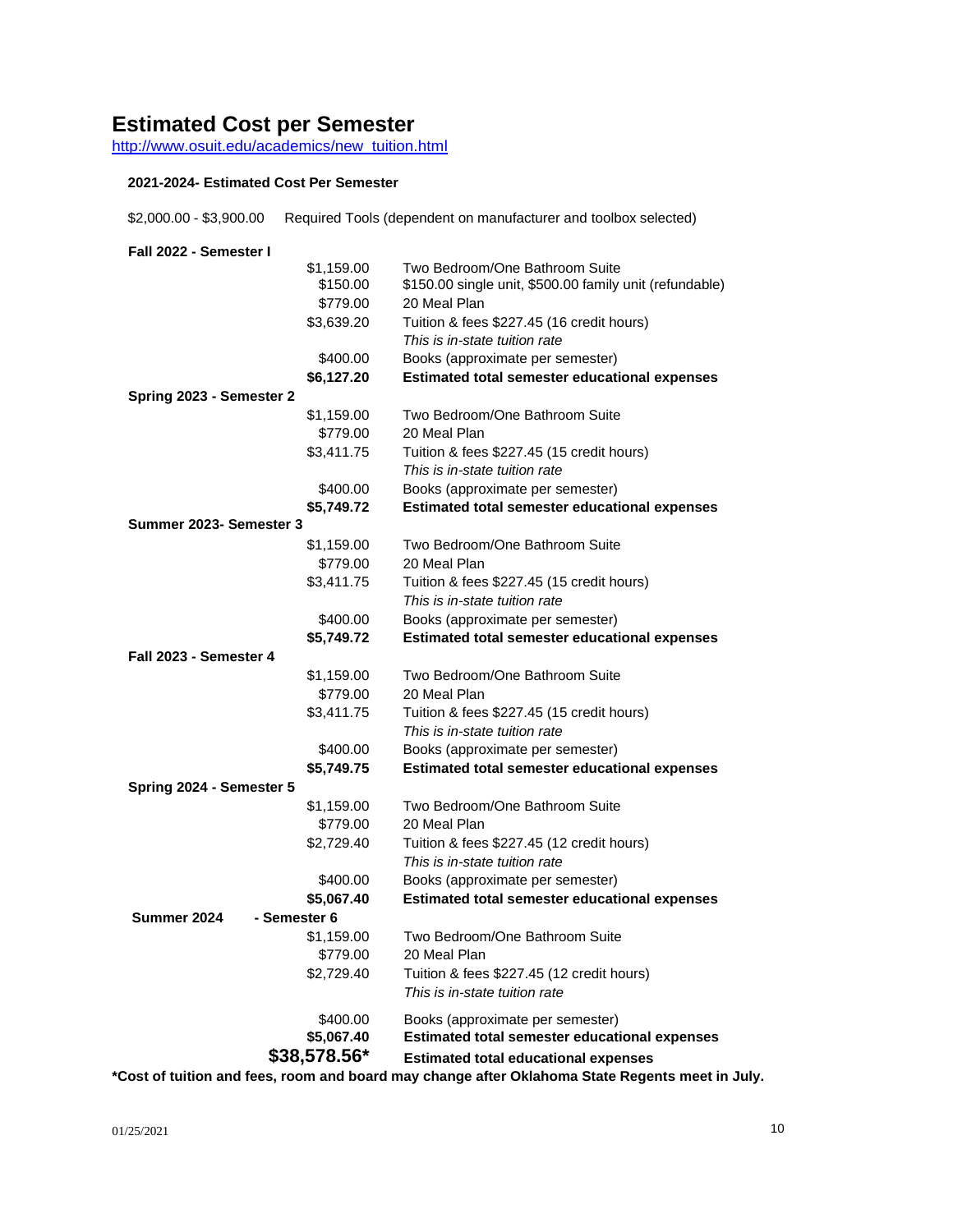# Estimated Cost per Semester

http://www.osuit.edu/academics/new_tuition.html

**2021-2024- Estimated Cost Per Semester**

$2,000.00 - $3,900.00 Required Tools (dependent on manufacturer and toolbox selected)

| | | |
|---|---|---|
| **Fall 2022 - Semester I** | | |
| | $1,159.00 | Two Bedroom/One Bathroom Suite |
| | $150.00 | $150.00 single unit, $500.00 family unit (refundable) |
| | $779.00 | 20 Meal Plan |
| | $3,639.20 | Tuition & fees $227.45 (16 credit hours) *This is in-state tuition rate* |
| | $400.00 | Books (approximate per semester) |
| | **$6,127.20** | **Estimated total semester educational expenses** |
| **Spring 2023 - Semester 2** | | |
| | $1,159.00 | Two Bedroom/One Bathroom Suite |
| | $779.00 | 20 Meal Plan |
| | $3,411.75 | Tuition & fees $227.45 (15 credit hours) *This is in-state tuition rate* |
| | $400.00 | Books (approximate per semester) |
| | **$5,749.72** | **Estimated total semester educational expenses** |
| **Summer 2023- Semester 3** | | |
| | $1,159.00 | Two Bedroom/One Bathroom Suite |
| | $779.00 | 20 Meal Plan |
| | $3,411.75 | Tuition & fees $227.45 (15 credit hours) *This is in-state tuition rate* |
| | $400.00 | Books (approximate per semester) |
| | **$5,749.72** | **Estimated total semester educational expenses** |
| **Fall 2023 - Semester 4** | | |
| | $1,159.00 | Two Bedroom/One Bathroom Suite |
| | $779.00 | 20 Meal Plan |
| | $3,411.75 | Tuition & fees $227.45 (15 credit hours) *This is in-state tuition rate* |
| | $400.00 | Books (approximate per semester) |
| | **$5,749.75** | **Estimated total semester educational expenses** |
| **Spring 2024 - Semester 5** | | |
| | $1,159.00 | Two Bedroom/One Bathroom Suite |
| | $779.00 | 20 Meal Plan |
| | $2,729.40 | Tuition & fees $227.45 (12 credit hours) *This is in-state tuition rate* |
| | $400.00 | Books (approximate per semester) |
| | **$5,067.40** | **Estimated total semester educational expenses** |
| **Summer 2024 - Semester 6** | | |
| | $1,159.00 | Two Bedroom/One Bathroom Suite |
| | $779.00 | 20 Meal Plan |
| | $2,729.40 | Tuition & fees $227.45 (12 credit hours) *This is in-state tuition rate* |
| | $400.00 | Books (approximate per semester) |
| | **$5,067.40** | **Estimated total semester educational expenses** |
| | **$38,578.56*** | **Estimated total educational expenses** |

**\*Cost of tuition and fees, room and board may change after Oklahoma State Regents meet in July.**

01/25/2021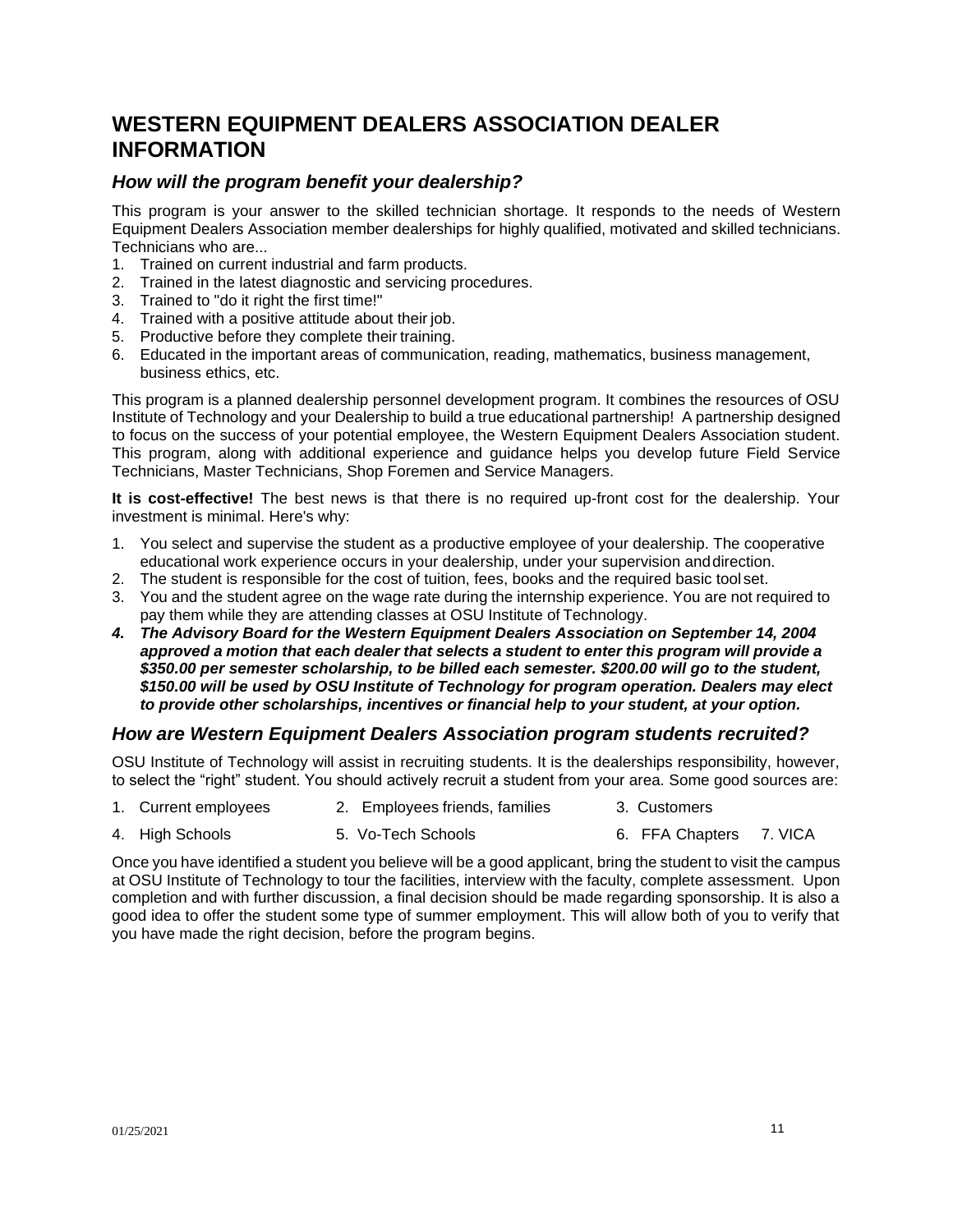# WESTERN EQUIPMENT DEALERS ASSOCIATION DEALER INFORMATION

## *How will the program benefit your dealership?*

This program is your answer to the skilled technician shortage. It responds to the needs of Western Equipment Dealers Association member dealerships for highly qualified, motivated and skilled technicians. Technicians who are...

1. Trained on current industrial and farm products.
2. Trained in the latest diagnostic and servicing procedures.
3. Trained to "do it right the first time!"
4. Trained with a positive attitude about their job.
5. Productive before they complete their training.
6. Educated in the important areas of communication, reading, mathematics, business management, business ethics, etc.

This program is a planned dealership personnel development program. It combines the resources of OSU Institute of Technology and your Dealership to build a true educational partnership! A partnership designed to focus on the success of your potential employee, the Western Equipment Dealers Association student. This program, along with additional experience and guidance helps you develop future Field Service Technicians, Master Technicians, Shop Foremen and Service Managers.

**It is cost-effective!** The best news is that there is no required up-front cost for the dealership. Your investment is minimal. Here's why:

1. You select and supervise the student as a productive employee of your dealership. The cooperative educational work experience occurs in your dealership, under your supervision and direction.
2. The student is responsible for the cost of tuition, fees, books and the required basic tool set.
3. You and the student agree on the wage rate during the internship experience. You are not required to pay them while they are attending classes at OSU Institute of Technology.
4. ***The Advisory Board for the Western Equipment Dealers Association on September 14, 2004 approved a motion that each dealer that selects a student to enter this program will provide a $350.00 per semester scholarship, to be billed each semester. $200.00 will go to the student, $150.00 will be used by OSU Institute of Technology for program operation. Dealers may elect to provide other scholarships, incentives or financial help to your student, at your option.***

## *How are Western Equipment Dealers Association program students recruited?*

OSU Institute of Technology will assist in recruiting students. It is the dealerships responsibility, however, to select the “right” student. You should actively recruit a student from your area. Some good sources are:

1. Current employees
2. Employees friends, families
3. Customers
4. High Schools
5. Vo-Tech Schools
6. FFA Chapters
7. VICA

Once you have identified a student you believe will be a good applicant, bring the student to visit the campus at OSU Institute of Technology to tour the facilities, interview with the faculty, complete assessment. Upon completion and with further discussion, a final decision should be made regarding sponsorship. It is also a good idea to offer the student some type of summer employment. This will allow both of you to verify that you have made the right decision, before the program begins.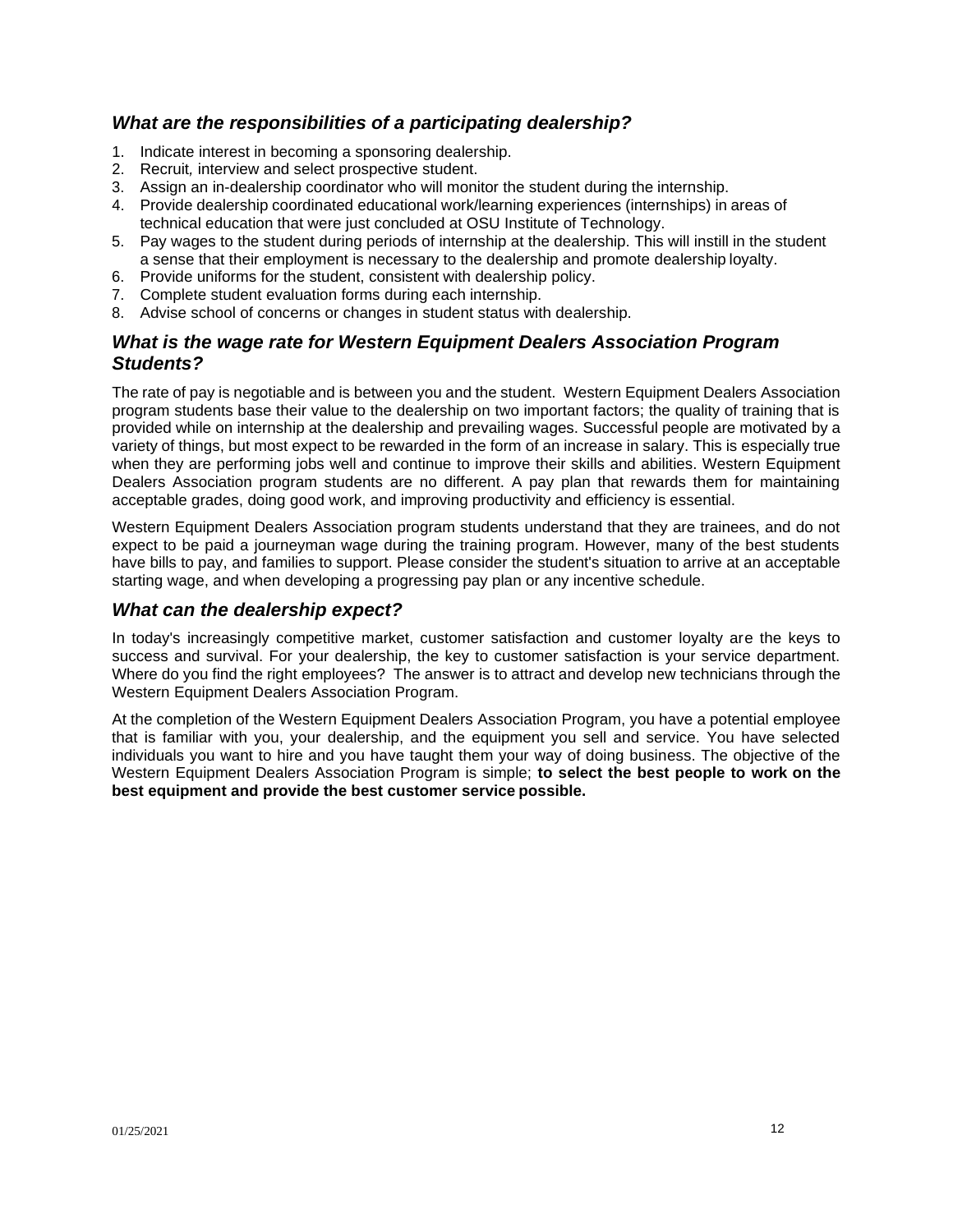## *What are the responsibilities of a participating dealership?*

1. Indicate interest in becoming a sponsoring dealership.
2. Recruit, interview and select prospective student.
3. Assign an in-dealership coordinator who will monitor the student during the internship.
4. Provide dealership coordinated educational work/learning experiences (internships) in areas of technical education that were just concluded at OSU Institute of Technology.
5. Pay wages to the student during periods of internship at the dealership. This will instill in the student a sense that their employment is necessary to the dealership and promote dealership loyalty.
6. Provide uniforms for the student, consistent with dealership policy.
7. Complete student evaluation forms during each internship.
8. Advise school of concerns or changes in student status with dealership.

## *What is the wage rate for Western Equipment Dealers Association Program Students?*

The rate of pay is negotiable and is between you and the student. Western Equipment Dealers Association program students base their value to the dealership on two important factors; the quality of training that is provided while on internship at the dealership and prevailing wages. Successful people are motivated by a variety of things, but most expect to be rewarded in the form of an increase in salary. This is especially true when they are performing jobs well and continue to improve their skills and abilities. Western Equipment Dealers Association program students are no different. A pay plan that rewards them for maintaining acceptable grades, doing good work, and improving productivity and efficiency is essential.

Western Equipment Dealers Association program students understand that they are trainees, and do not expect to be paid a journeyman wage during the training program. However, many of the best students have bills to pay, and families to support. Please consider the student's situation to arrive at an acceptable starting wage, and when developing a progressing pay plan or any incentive schedule.

## *What can the dealership expect?*

In today's increasingly competitive market, customer satisfaction and customer loyalty are the keys to success and survival. For your dealership, the key to customer satisfaction is your service department. Where do you find the right employees? The answer is to attract and develop new technicians through the Western Equipment Dealers Association Program.

At the completion of the Western Equipment Dealers Association Program, you have a potential employee that is familiar with you, your dealership, and the equipment you sell and service. You have selected individuals you want to hire and you have taught them your way of doing business. The objective of the Western Equipment Dealers Association Program is simple; **to select the best people to work on the best equipment and provide the best customer service possible.**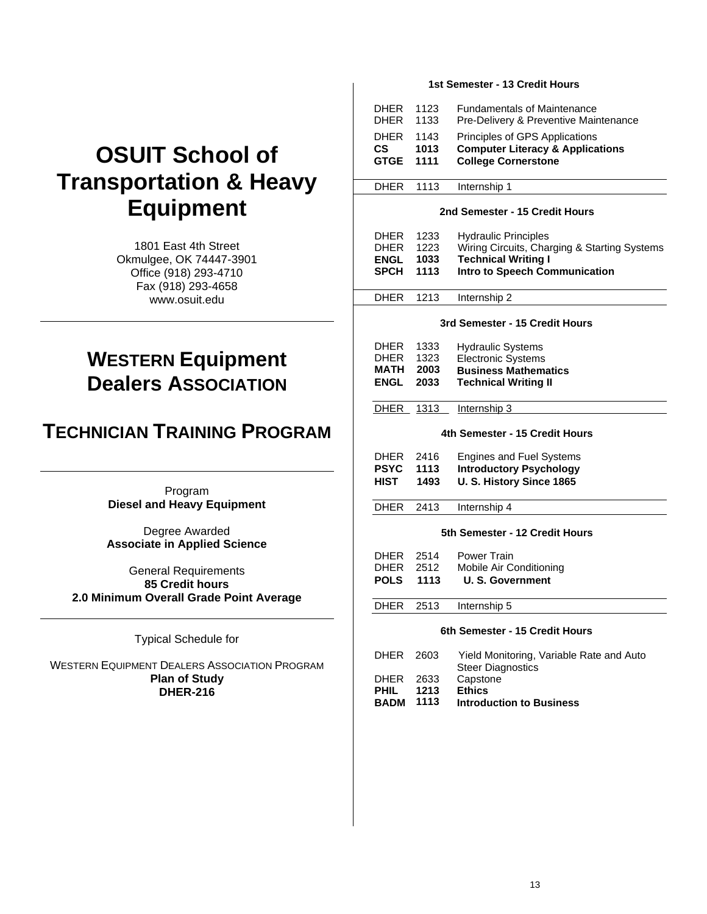# OSUIT School of Transportation & Heavy Equipment

1801 East 4th Street
Okmulgee, OK 74447-3901
Office (918) 293-4710
Fax (918) 293-4658
www.osuit.edu

---

## WESTERN Equipment Dealers ASSOCIATION

## TECHNICIAN TRAINING PROGRAM

---

Program
**Diesel and Heavy Equipment**

Degree Awarded
**Associate in Applied Science**

General Requirements
**85 Credit hours**
**2.0 Minimum Overall Grade Point Average**

---

Typical Schedule for

WESTERN EQUIPMENT DEALERS ASSOCIATION PROGRAM
**Plan of Study**
**DHER-216**

---

### 1st Semester - 13 Credit Hours

| | | |
|---|---|---|
| DHER | 1123 | Fundamentals of Maintenance |
| DHER | 1133 | Pre-Delivery & Preventive Maintenance |
| DHER | 1143 | Principles of GPS Applications |
| **CS** | **1013** | **Computer Literacy & Applications** |
| **GTGE** | **1111** | **College Cornerstone** |
| DHER | 1113 | Internship 1 |

### 2nd Semester - 15 Credit Hours

| | | |
|---|---|---|
| DHER | 1233 | Hydraulic Principles |
| DHER | 1223 | Wiring Circuits, Charging & Starting Systems |
| **ENGL** | **1033** | **Technical Writing I** |
| **SPCH** | **1113** | **Intro to Speech Communication** |
| DHER | 1213 | Internship 2 |

### 3rd Semester - 15 Credit Hours

| | | |
|---|---|---|
| DHER | 1333 | Hydraulic Systems |
| DHER | 1323 | Electronic Systems |
| **MATH** | **2003** | **Business Mathematics** |
| **ENGL** | **2033** | **Technical Writing II** |
| DHER | 1313 | Internship 3 |

### 4th Semester - 15 Credit Hours

| | | |
|---|---|---|
| DHER | 2416 | Engines and Fuel Systems |
| **PSYC** | **1113** | **Introductory Psychology** |
| **HIST** | **1493** | **U. S. History Since 1865** |
| DHER | 2413 | Internship 4 |

### 5th Semester - 12 Credit Hours

| | | |
|---|---|---|
| DHER | 2514 | Power Train |
| DHER | 2512 | Mobile Air Conditioning |
| **POLS** | **1113** | **U. S. Government** |
| DHER | 2513 | Internship 5 |

### 6th Semester - 15 Credit Hours

| | | |
|---|---|---|
| DHER | 2603 | Yield Monitoring, Variable Rate and Auto Steer Diagnostics |
| DHER | 2633 | Capstone |
| **PHIL** | **1213** | **Ethics** |
| **BADM** | **1113** | **Introduction to Business** |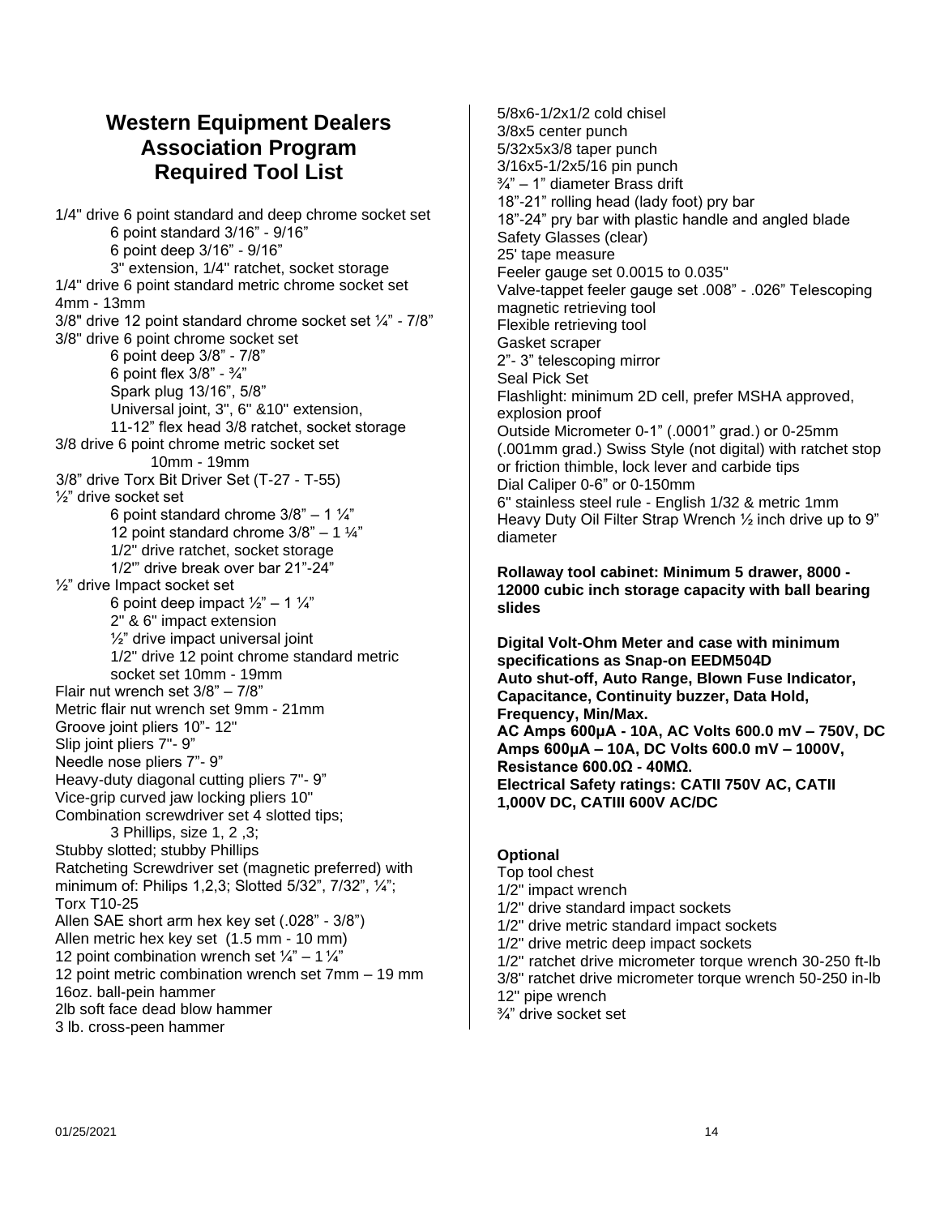# Western Equipment Dealers Association Program Required Tool List

1/4" drive 6 point standard and deep chrome socket set
- 6 point standard 3/16" - 9/16"
- 6 point deep 3/16" - 9/16"
- 3" extension, 1/4" ratchet, socket storage

1/4" drive 6 point standard metric chrome socket set 4mm - 13mm
3/8" drive 12 point standard chrome socket set ¼" - 7/8"
3/8" drive 6 point chrome socket set
- 6 point deep 3/8" - 7/8"
- 6 point flex 3/8" - ¾"
- Spark plug 13/16", 5/8"
- Universal joint, 3", 6" &10" extension,
- 11-12" flex head 3/8 ratchet, socket storage

3/8 drive 6 point chrome metric socket set
- 10mm - 19mm

3/8" drive Torx Bit Driver Set (T-27 - T-55)
½" drive socket set
- 6 point standard chrome 3/8" – 1 ¼"
- 12 point standard chrome 3/8" – 1 ¼"
- 1/2" drive ratchet, socket storage
- 1/2'" drive break over bar 21"-24"

½" drive Impact socket set
- 6 point deep impact ½" – 1 ¼"
- 2" & 6" impact extension
- ½" drive impact universal joint
- 1/2" drive 12 point chrome standard metric socket set 10mm - 19mm

Flair nut wrench set 3/8" – 7/8"
Metric flair nut wrench set 9mm - 21mm
Groove joint pliers 10"- 12"
Slip joint pliers 7"- 9"
Needle nose pliers 7"- 9"
Heavy-duty diagonal cutting pliers 7"- 9"
Vice-grip curved jaw locking pliers 10"
Combination screwdriver set 4 slotted tips;
- 3 Phillips, size 1, 2 ,3;

Stubby slotted; stubby Phillips
Ratcheting Screwdriver set (magnetic preferred) with minimum of: Philips 1,2,3; Slotted 5/32", 7/32", ¼"; Torx T10-25
Allen SAE short arm hex key set (.028" - 3/8")
Allen metric hex key set (1.5 mm - 10 mm)
12 point combination wrench set ¼" – 1 ¼"
12 point metric combination wrench set 7mm – 19 mm
16oz. ball-pein hammer
2lb soft face dead blow hammer
3 lb. cross-peen hammer
5/8x6-1/2x1/2 cold chisel
3/8x5 center punch
5/32x5x3/8 taper punch
3/16x5-1/2x5/16 pin punch
¾" – 1" diameter Brass drift
18"-21" rolling head (lady foot) pry bar
18"-24" pry bar with plastic handle and angled blade
Safety Glasses (clear)
25' tape measure
Feeler gauge set 0.0015 to 0.035"
Valve-tappet feeler gauge set .008" - .026" Telescoping magnetic retrieving tool
Flexible retrieving tool
Gasket scraper
2"- 3" telescoping mirror
Seal Pick Set
Flashlight: minimum 2D cell, prefer MSHA approved, explosion proof
Outside Micrometer 0-1" (.0001" grad.) or 0-25mm (.001mm grad.) Swiss Style (not digital) with ratchet stop or friction thimble, lock lever and carbide tips
Dial Caliper 0-6" or 0-150mm
6" stainless steel rule - English 1/32 & metric 1mm
Heavy Duty Oil Filter Strap Wrench ½ inch drive up to 9" diameter

**Rollaway tool cabinet: Minimum 5 drawer, 8000 - 12000 cubic inch storage capacity with ball bearing slides**

**Digital Volt-Ohm Meter and case with minimum specifications as Snap-on EEDM504D**
**Auto shut-off, Auto Range, Blown Fuse Indicator, Capacitance, Continuity buzzer, Data Hold, Frequency, Min/Max.**
**AC Amps 600µA - 10A, AC Volts 600.0 mV – 750V, DC Amps 600µA – 10A, DC Volts 600.0 mV – 1000V, Resistance 600.0Ω - 40MΩ.**
**Electrical Safety ratings: CATII 750V AC, CATII 1,000V DC, CATIII 600V AC/DC**

**Optional**
Top tool chest
1/2" impact wrench
1/2" drive standard impact sockets
1/2" drive metric standard impact sockets
1/2" drive metric deep impact sockets
1/2" ratchet drive micrometer torque wrench 30-250 ft-lb
3/8" ratchet drive micrometer torque wrench 50-250 in-lb
12" pipe wrench
¾" drive socket set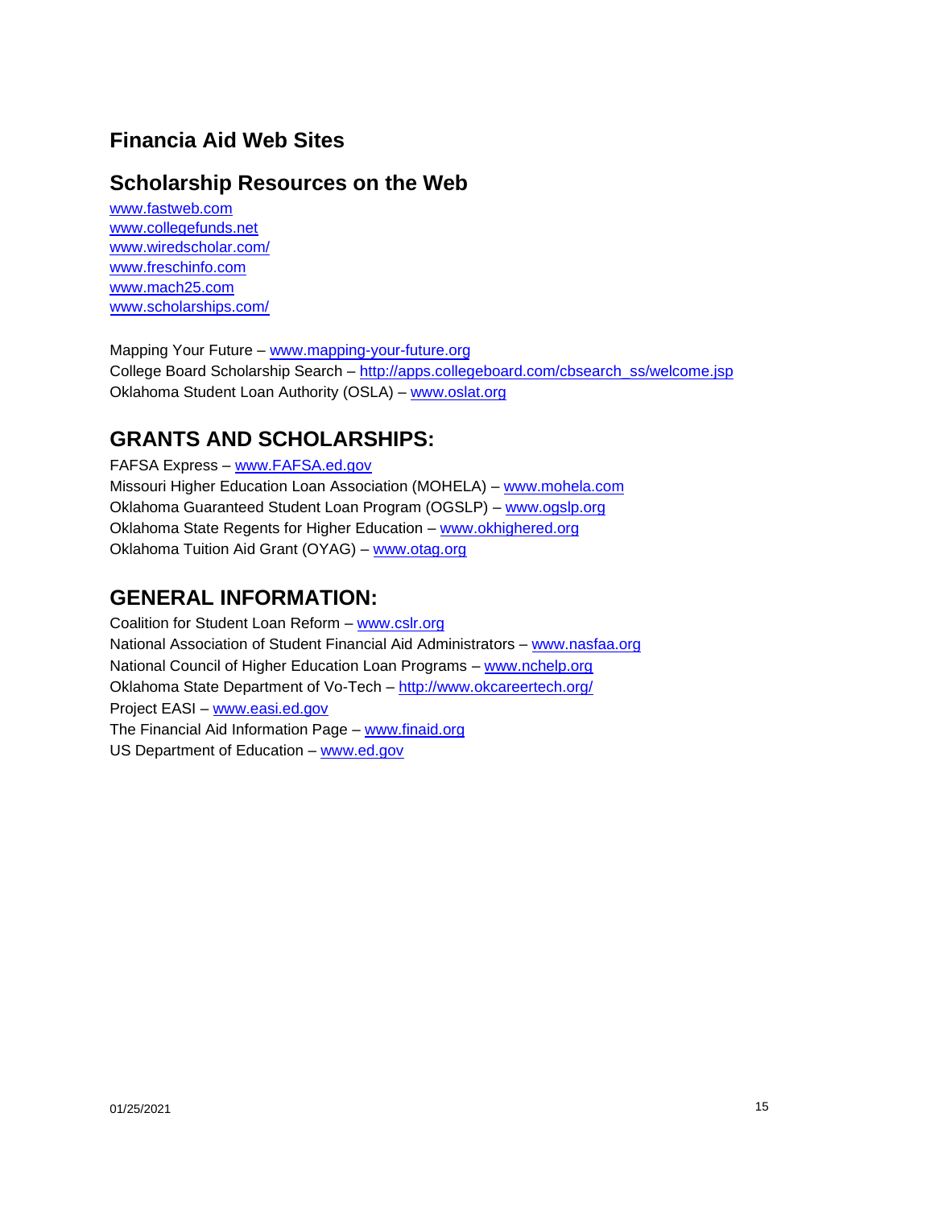## Financia Aid Web Sites

## Scholarship Resources on the Web

www.fastweb.com
www.collegefunds.net
www.wiredscholar.com/
www.freschinfo.com
www.mach25.com
www.scholarships.com/

Mapping Your Future – www.mapping-your-future.org
College Board Scholarship Search – http://apps.collegeboard.com/cbsearch_ss/welcome.jsp
Oklahoma Student Loan Authority (OSLA) – www.oslat.org

## GRANTS AND SCHOLARSHIPS:

FAFSA Express – www.FAFSA.ed.gov
Missouri Higher Education Loan Association (MOHELA) – www.mohela.com
Oklahoma Guaranteed Student Loan Program (OGSLP) – www.ogslp.org
Oklahoma State Regents for Higher Education – www.okhighered.org
Oklahoma Tuition Aid Grant (OYAG) – www.otag.org

## GENERAL INFORMATION:

Coalition for Student Loan Reform – www.cslr.org
National Association of Student Financial Aid Administrators – www.nasfaa.org
National Council of Higher Education Loan Programs – www.nchelp.org
Oklahoma State Department of Vo-Tech – http://www.okcareertech.org/
Project EASI – www.easi.ed.gov
The Financial Aid Information Page – www.finaid.org
US Department of Education – www.ed.gov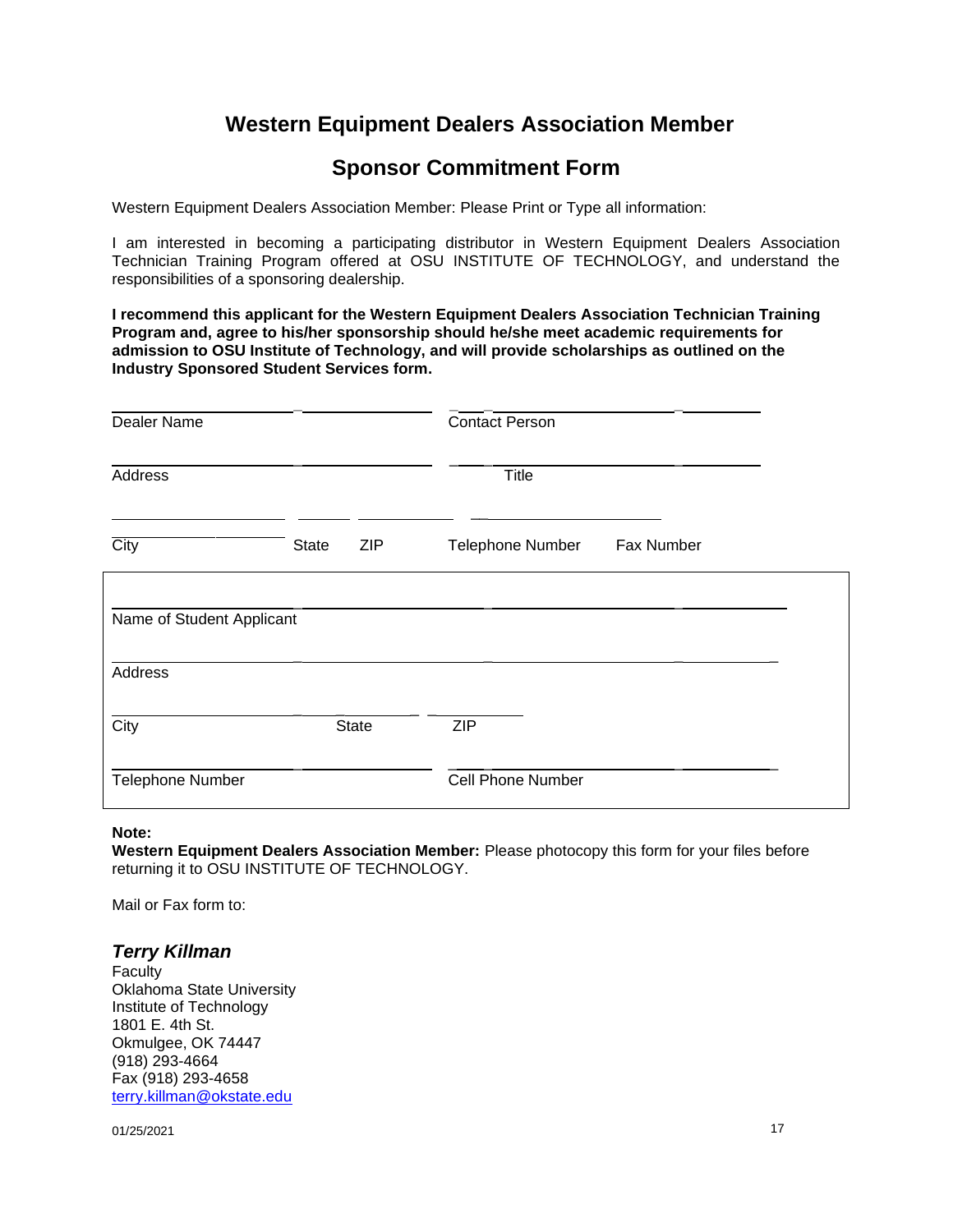# Western Equipment Dealers Association Member

## Sponsor Commitment Form

Western Equipment Dealers Association Member: Please Print or Type all information:

I am interested in becoming a participating distributor in Western Equipment Dealers Association Technician Training Program offered at OSU INSTITUTE OF TECHNOLOGY, and understand the responsibilities of a sponsoring dealership.

**I recommend this applicant for the Western Equipment Dealers Association Technician Training Program and, agree to his/her sponsorship should he/she meet academic requirements for admission to OSU Institute of Technology, and will provide scholarships as outlined on the Industry Sponsored Student Services form.**

______________________________ ______________________________
Dealer Name Contact Person

______________________________ ______________________________
Address Title

______________ ______ ________ ______________________
City State ZIP Telephone Number Fax Number

______________________________________________________________
Name of Student Applicant

______________________________________________________________
Address

______________________ ____________ __________
City State ZIP

______________________________ ______________________________
Telephone Number Cell Phone Number

**Note:**
**Western Equipment Dealers Association Member:** Please photocopy this form for your files before returning it to OSU INSTITUTE OF TECHNOLOGY.

Mail or Fax form to:

***Terry Killman***
Faculty
Oklahoma State University
Institute of Technology
1801 E. 4th St.
Okmulgee, OK 74447
(918) 293-4664
Fax (918) 293-4658
terry.killman@okstate.edu

01/25/2021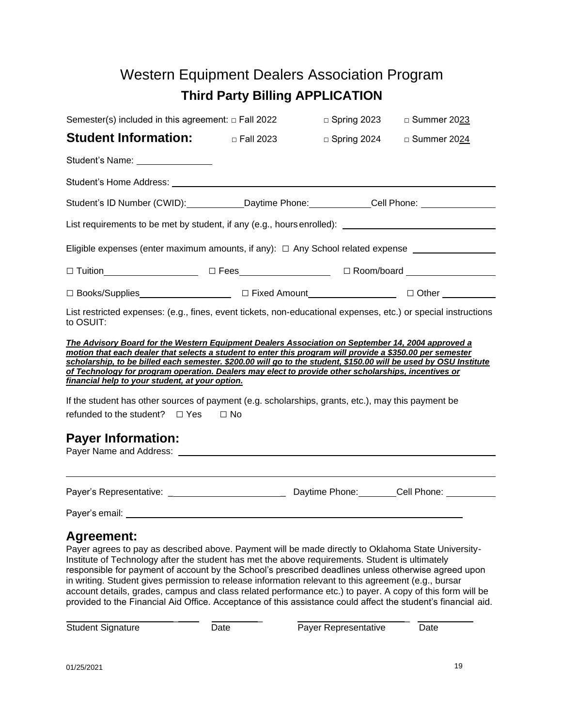# Western Equipment Dealers Association Program

## Third Party Billing APPLICATION

Semester(s) included in this agreement: □ Fall 2022 □ Spring 2023 □ Summer 2023

## Student Information:

□ Fall 2023 □ Spring 2024 □ Summer 2024

Student's Name: _______________

Student's Home Address: ______________________________________________

Student's ID Number (CWID): ___________ Daytime Phone: ____________ Cell Phone: _______________

List requirements to be met by student, if any (e.g., hours enrolled): ______________________________

Eligible expenses (enter maximum amounts, if any): ☐ Any School related expense _______________

☐ Tuition__________________ ☐ Fees__________________ ☐ Room/board _________________

☐ Books/Supplies__________________ ☐ Fixed Amount_________________ ☐ Other ___________

List restricted expenses: (e.g., fines, event tickets, non-educational expenses, etc.) or special instructions to OSUIT:

***The Advisory Board for the Western Equipment Dealers Association on September 14, 2004 approved a motion that each dealer that selects a student to enter this program will provide a $350.00 per semester scholarship, to be billed each semester. $200.00 will go to the student, $150.00 will be used by OSU Institute of Technology for program operation. Dealers may elect to provide other scholarships, incentives or financial help to your student, at your option.***

If the student has other sources of payment (e.g. scholarships, grants, etc.), may this payment be refunded to the student? ☐ Yes ☐ No

## Payer Information:

Payer Name and Address: ______________________________________________

______________________________________________________________________

Payer's Representative: _______________________ Daytime Phone: _______ Cell Phone: __________

Payer's email: ______________________________________________

## Agreement:

Payer agrees to pay as described above. Payment will be made directly to Oklahoma State University-Institute of Technology after the student has met the above requirements. Student is ultimately responsible for payment of account by the School's prescribed deadlines unless otherwise agreed upon in writing. Student gives permission to release information relevant to this agreement (e.g., bursar account details, grades, campus and class related performance etc.) to payer. A copy of this form will be provided to the Financial Aid Office. Acceptance of this assistance could affect the student's financial aid.

| _____________________ | __________ | _____________________ | __________ |
|---|---|---|---|
| Student Signature | Date | Payer Representative | Date |

01/25/2021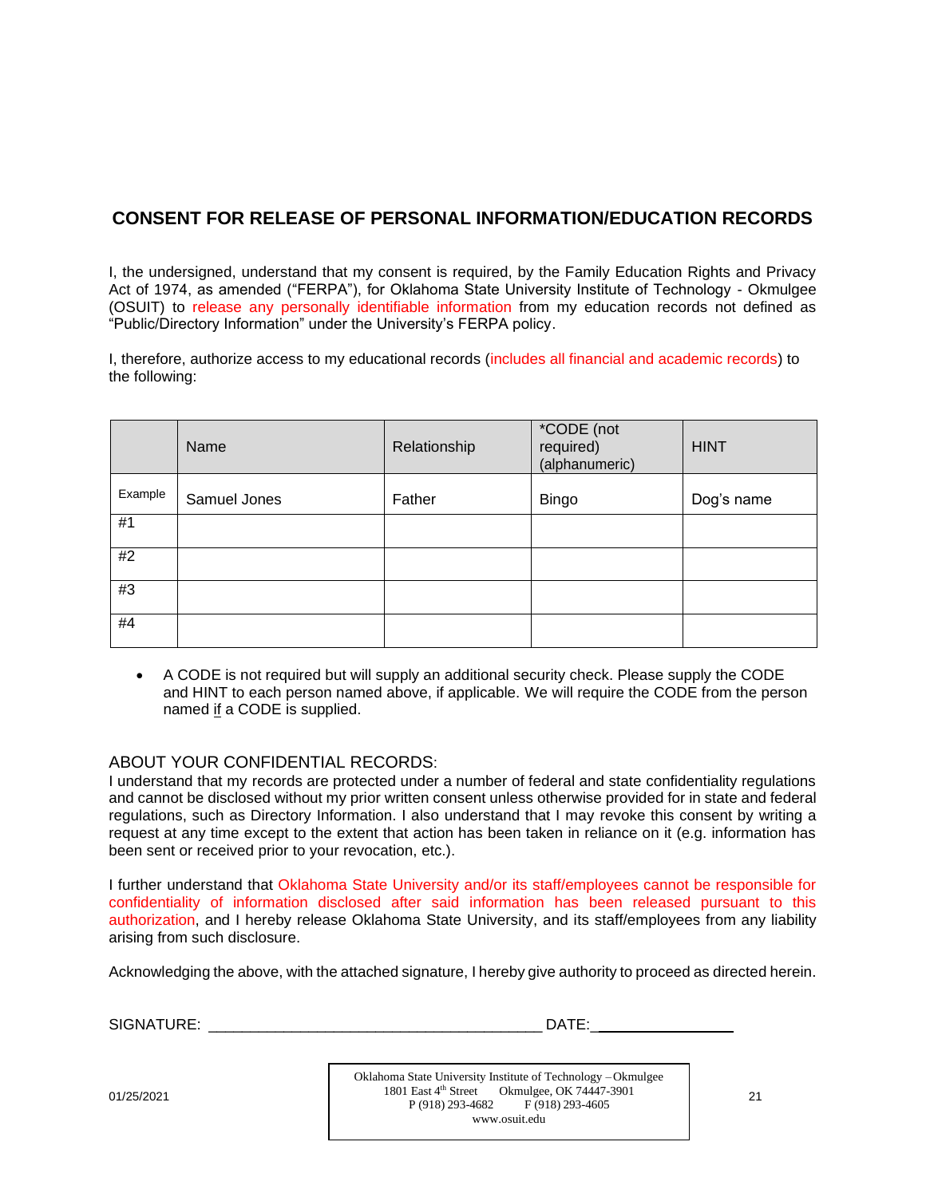# CONSENT FOR RELEASE OF PERSONAL INFORMATION/EDUCATION RECORDS

I, the undersigned, understand that my consent is required, by the Family Education Rights and Privacy Act of 1974, as amended ("FERPA"), for Oklahoma State University Institute of Technology - Okmulgee (OSUIT) to release any personally identifiable information from my education records not defined as "Public/Directory Information" under the University's FERPA policy.

I, therefore, authorize access to my educational records (includes all financial and academic records) to the following:

| | Name | Relationship | *CODE (not required) (alphanumeric) | HINT |
|---|---|---|---|---|
| Example | Samuel Jones | Father | Bingo | Dog's name |
| #1 | | | | |
| #2 | | | | |
| #3 | | | | |
| #4 | | | | |

- A CODE is not required but will supply an additional security check. Please supply the CODE and HINT to each person named above, if applicable. We will require the CODE from the person named if a CODE is supplied.

ABOUT YOUR CONFIDENTIAL RECORDS:

I understand that my records are protected under a number of federal and state confidentiality regulations and cannot be disclosed without my prior written consent unless otherwise provided for in state and federal regulations, such as Directory Information. I also understand that I may revoke this consent by writing a request at any time except to the extent that action has been taken in reliance on it (e.g. information has been sent or received prior to your revocation, etc.).

I further understand that Oklahoma State University and/or its staff/employees cannot be responsible for confidentiality of information disclosed after said information has been released pursuant to this authorization, and I hereby release Oklahoma State University, and its staff/employees from any liability arising from such disclosure.

Acknowledging the above, with the attached signature, I hereby give authority to proceed as directed herein.

SIGNATURE: ________________________________________ DATE:________________

01/25/2021

Oklahoma State University Institute of Technology – Okmulgee
1801 East 4th Street Okmulgee, OK 74447-3901
P (918) 293-4682 F (918) 293-4605
www.osuit.edu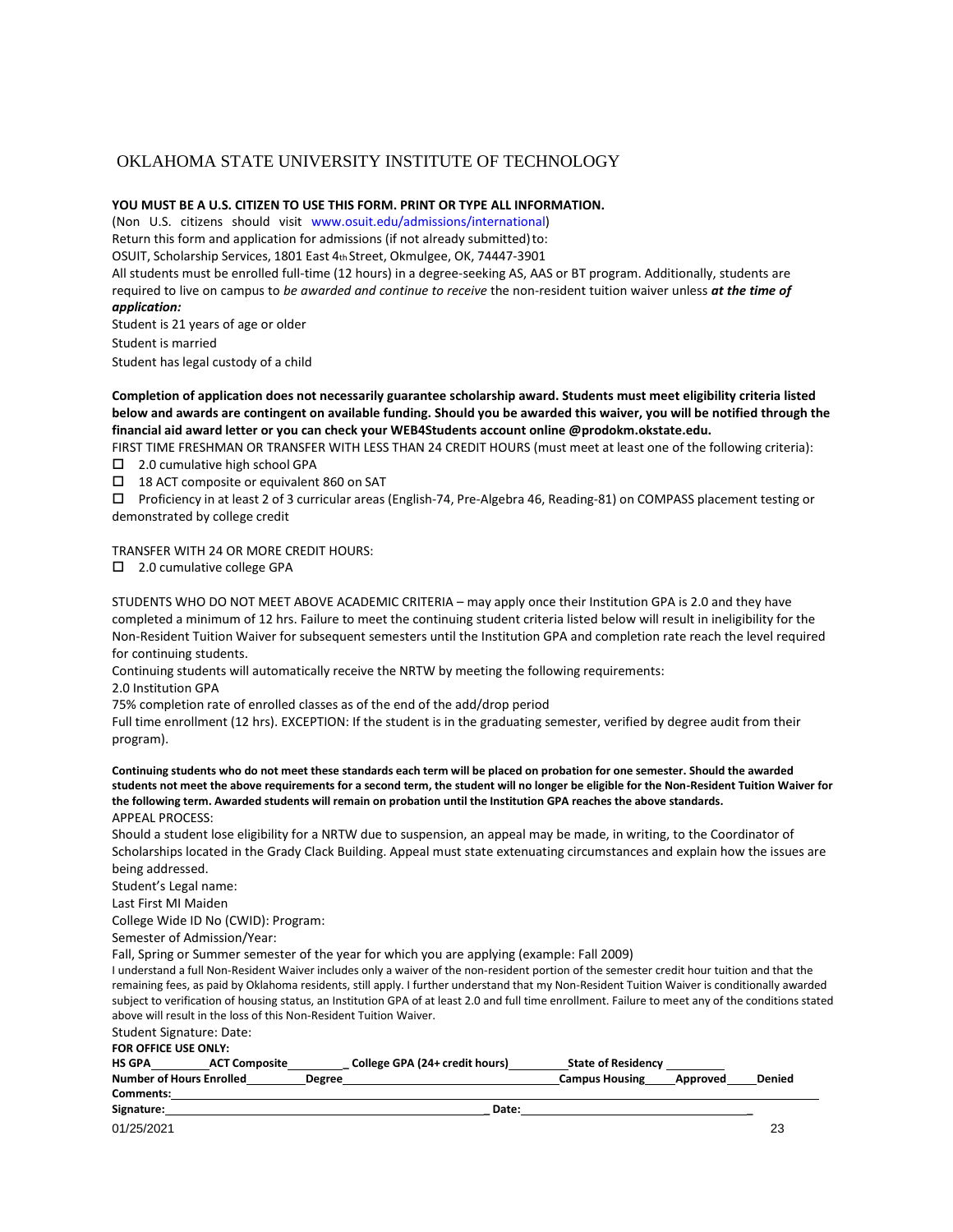# OKLAHOMA STATE UNIVERSITY INSTITUTE OF TECHNOLOGY

**YOU MUST BE A U.S. CITIZEN TO USE THIS FORM. PRINT OR TYPE ALL INFORMATION.**

(Non U.S. citizens should visit www.osuit.edu/admissions/international)

Return this form and application for admissions (if not already submitted) to:

OSUIT, Scholarship Services, 1801 East 4th Street, Okmulgee, OK, 74447-3901

All students must be enrolled full-time (12 hours) in a degree-seeking AS, AAS or BT program. Additionally, students are required to live on campus to *be awarded and continue to receive* the non-resident tuition waiver unless ***at the time of application:***

Student is 21 years of age or older

Student is married

Student has legal custody of a child

**Completion of application does not necessarily guarantee scholarship award. Students must meet eligibility criteria listed below and awards are contingent on available funding. Should you be awarded this waiver, you will be notified through the financial aid award letter or you can check your WEB4Students account online @prodokm.okstate.edu.**

FIRST TIME FRESHMAN OR TRANSFER WITH LESS THAN 24 CREDIT HOURS (must meet at least one of the following criteria):

- ☐ 2.0 cumulative high school GPA
- ☐ 18 ACT composite or equivalent 860 on SAT
- ☐ Proficiency in at least 2 of 3 curricular areas (English-74, Pre-Algebra 46, Reading-81) on COMPASS placement testing or demonstrated by college credit

TRANSFER WITH 24 OR MORE CREDIT HOURS:

- ☐ 2.0 cumulative college GPA

STUDENTS WHO DO NOT MEET ABOVE ACADEMIC CRITERIA – may apply once their Institution GPA is 2.0 and they have completed a minimum of 12 hrs. Failure to meet the continuing student criteria listed below will result in ineligibility for the Non-Resident Tuition Waiver for subsequent semesters until the Institution GPA and completion rate reach the level required for continuing students.

Continuing students will automatically receive the NRTW by meeting the following requirements:

2.0 Institution GPA

75% completion rate of enrolled classes as of the end of the add/drop period

Full time enrollment (12 hrs). EXCEPTION: If the student is in the graduating semester, verified by degree audit from their program).

**Continuing students who do not meet these standards each term will be placed on probation for one semester. Should the awarded students not meet the above requirements for a second term, the student will no longer be eligible for the Non-Resident Tuition Waiver for the following term. Awarded students will remain on probation until the Institution GPA reaches the above standards.**

APPEAL PROCESS:

Should a student lose eligibility for a NRTW due to suspension, an appeal may be made, in writing, to the Coordinator of Scholarships located in the Grady Clack Building. Appeal must state extenuating circumstances and explain how the issues are being addressed.

Student's Legal name:

Last First MI Maiden

College Wide ID No (CWID): Program:

Semester of Admission/Year:

Fall, Spring or Summer semester of the year for which you are applying (example: Fall 2009)

I understand a full Non-Resident Waiver includes only a waiver of the non-resident portion of the semester credit hour tuition and that the remaining fees, as paid by Oklahoma residents, still apply. I further understand that my Non-Resident Tuition Waiver is conditionally awarded subject to verification of housing status, an Institution GPA of at least 2.0 and full time enrollment. Failure to meet any of the conditions stated above will result in the loss of this Non-Resident Tuition Waiver.

Student Signature: Date:

**FOR OFFICE USE ONLY:**

**HS GPA**\_\_\_\_\_\_ **ACT Composite**\_\_\_\_\_\_ **College GPA (24+ credit hours)**\_\_\_\_\_\_ **State of Residency**\_\_\_\_\_\_

**Number of Hours Enrolled**\_\_\_\_\_\_ **Degree**\_\_\_\_\_\_ **Campus Housing**\_\_\_\_ **Approved**\_\_\_\_ **Denied**

**Comments:**\_\_\_\_\_\_

**Signature:**\_\_\_\_\_\_ **Date:**\_\_\_\_\_\_

01/25/2021